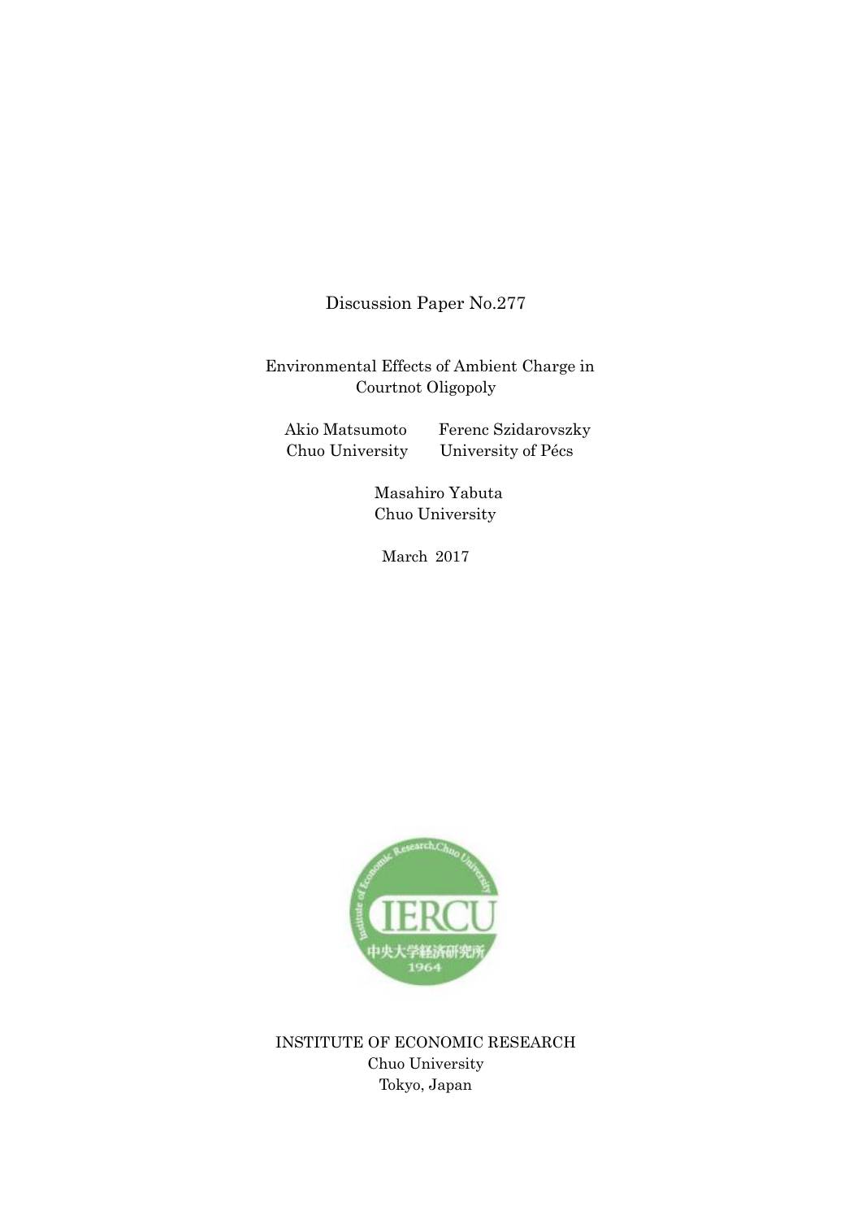Discussion Paper No.277

Environmental Effects of Ambient Charge in Courtnot Oligopoly

Akio Matsumoto
Chuo University

Ferenc Szidarovszky
University of Pécs

Masahiro Yabuta
Chuo University

March 2017

INSTITUTE OF ECONOMIC RESEARCH
Chuo University
Tokyo, Japan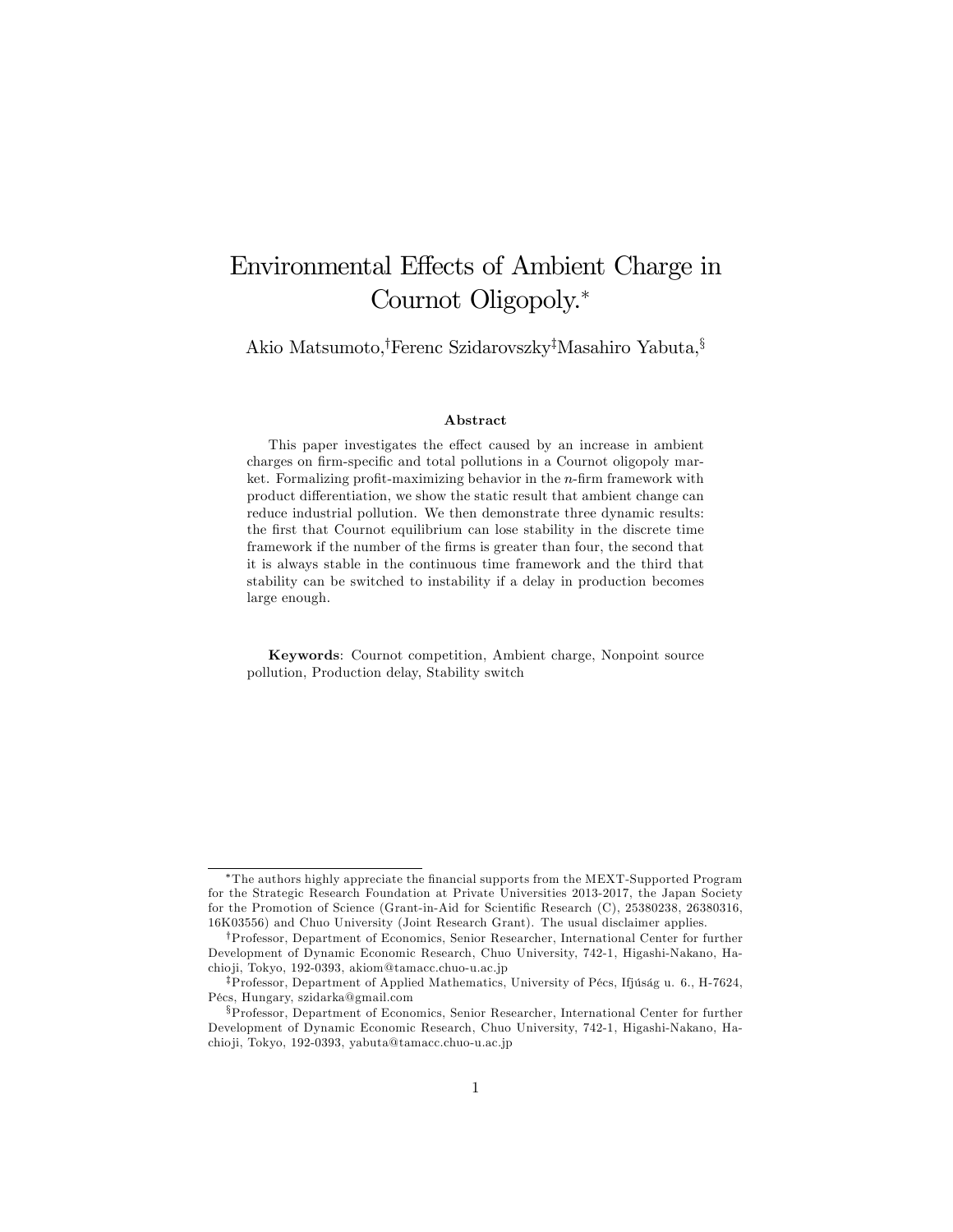# Environmental Effects of Ambient Charge in Cournot Oligopoly.*

Akio Matsumoto,[†] Ferenc Szidarovszky[‡] Masahiro Yabuta,[§]

### Abstract

This paper investigates the effect caused by an increase in ambient charges on firm-specific and total pollutions in a Cournot oligopoly market. Formalizing profit-maximizing behavior in the $n$-firm framework with product differentiation, we show the static result that ambient change can reduce industrial pollution. We then demonstrate three dynamic results: the first that Cournot equilibrium can lose stability in the discrete time framework if the number of the firms is greater than four, the second that it is always stable in the continuous time framework and the third that stability can be switched to instability if a delay in production becomes large enough.

**Keywords**: Cournot competition, Ambient charge, Nonpoint source pollution, Production delay, Stability switch

---

*The authors highly appreciate the financial supports from the MEXT-Supported Program for the Strategic Research Foundation at Private Universities 2013-2017, the Japan Society for the Promotion of Science (Grant-in-Aid for Scientific Research (C), 25380238, 26380316, 16K03556) and Chuo University (Joint Research Grant). The usual disclaimer applies.

[†]Professor, Department of Economics, Senior Researcher, International Center for further Development of Dynamic Economic Research, Chuo University, 742-1, Higashi-Nakano, Hachioji, Tokyo, 192-0393, akiom@tamacc.chuo-u.ac.jp

[‡]Professor, Department of Applied Mathematics, University of Pécs, Ifjúság u. 6., H-7624, Pécs, Hungary, szidarka@gmail.com

[§]Professor, Department of Economics, Senior Researcher, International Center for further Development of Dynamic Economic Research, Chuo University, 742-1, Higashi-Nakano, Hachioji, Tokyo, 192-0393, yabuta@tamacc.chuo-u.ac.jp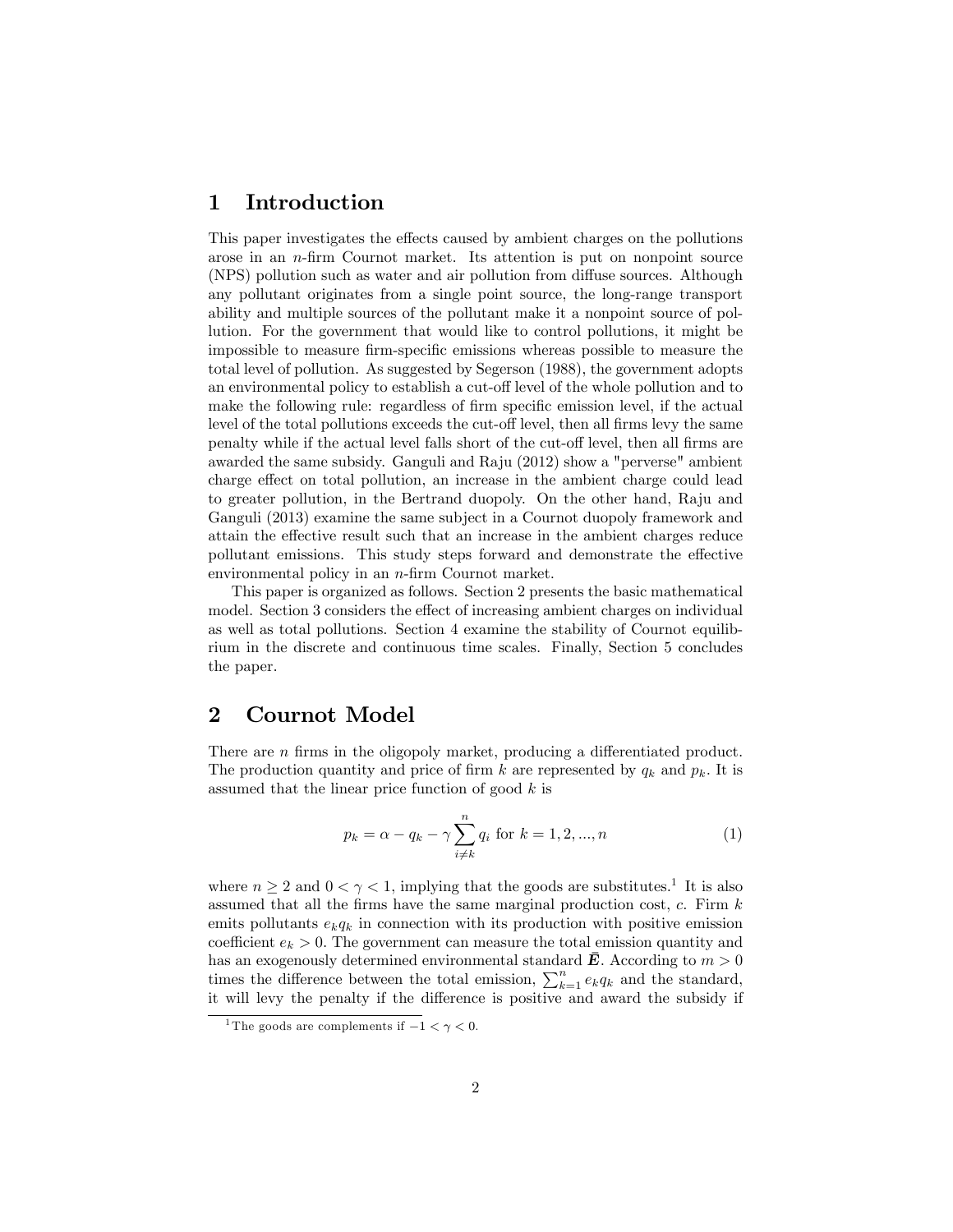## 1 Introduction

This paper investigates the effects caused by ambient charges on the pollutions arose in an $n$-firm Cournot market. Its attention is put on nonpoint source (NPS) pollution such as water and air pollution from diffuse sources. Although any pollutant originates from a single point source, the long-range transport ability and multiple sources of the pollutant make it a nonpoint source of pollution. For the government that would like to control pollutions, it might be impossible to measure firm-specific emissions whereas possible to measure the total level of pollution. As suggested by Segerson (1988), the government adopts an environmental policy to establish a cut-off level of the whole pollution and to make the following rule: regardless of firm specific emission level, if the actual level of the total pollutions exceeds the cut-off level, then all firms levy the same penalty while if the actual level falls short of the cut-off level, then all firms are awarded the same subsidy. Ganguli and Raju (2012) show a "perverse" ambient charge effect on total pollution, an increase in the ambient charge could lead to greater pollution, in the Bertrand duopoly. On the other hand, Raju and Ganguli (2013) examine the same subject in a Cournot duopoly framework and attain the effective result such that an increase in the ambient charges reduce pollutant emissions. This study steps forward and demonstrate the effective environmental policy in an $n$-firm Cournot market.

This paper is organized as follows. Section 2 presents the basic mathematical model. Section 3 considers the effect of increasing ambient charges on individual as well as total pollutions. Section 4 examine the stability of Cournot equilibrium in the discrete and continuous time scales. Finally, Section 5 concludes the paper.

## 2 Cournot Model

There are $n$ firms in the oligopoly market, producing a differentiated product. The production quantity and price of firm $k$ are represented by $q_k$ and $p_k$. It is assumed that the linear price function of good $k$ is

$$p_k = \alpha - q_k - \gamma \sum_{i \neq k}^{n} q_i \text{ for } k = 1, 2, ..., n \tag{1}$$

where $n \geq 2$ and $0 < \gamma < 1$, implying that the goods are substitutes.[1] It is also assumed that all the firms have the same marginal production cost, $c$. Firm $k$ emits pollutants $e_k q_k$ in connection with its production with positive emission coefficient $e_k > 0$. The government can measure the total emission quantity and has an exogenously determined environmental standard $\bar{\boldsymbol{E}}$. According to $m > 0$ times the difference between the total emission, $\sum_{k=1}^{n} e_k q_k$ and the standard, it will levy the penalty if the difference is positive and award the subsidy if

[1] The goods are complements if $-1 < \gamma < 0$.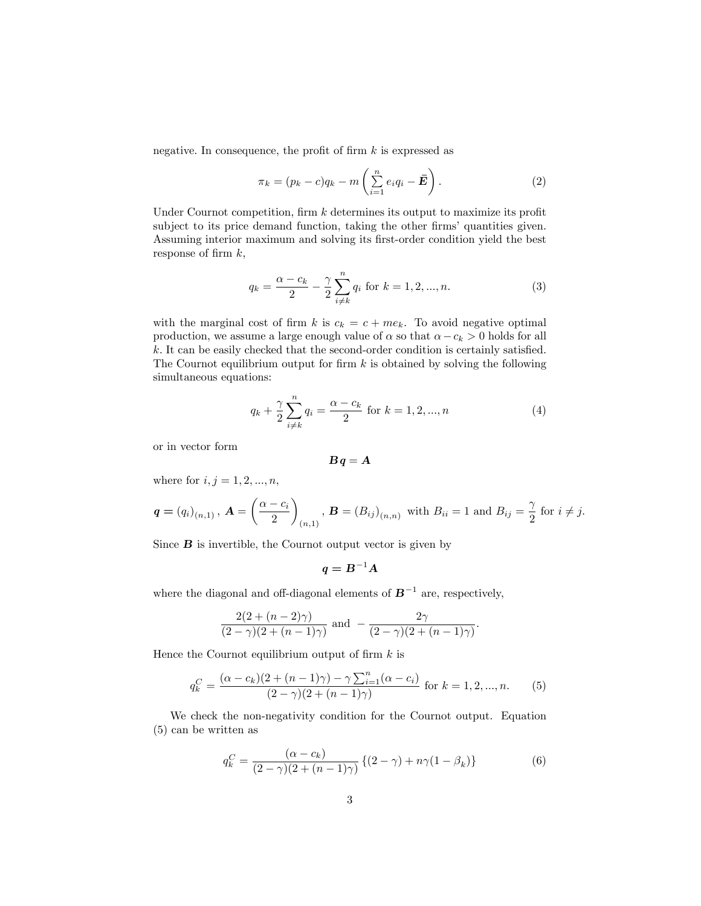negative. In consequence, the profit of firm $k$ is expressed as

$$\pi_k = (p_k - c)q_k - m\left(\sum_{i=1}^{n} e_i q_i - \bar{\boldsymbol{E}}\right). \tag{2}$$

Under Cournot competition, firm $k$ determines its output to maximize its profit subject to its price demand function, taking the other firms' quantities given. Assuming interior maximum and solving its first-order condition yield the best response of firm $k$,

$$q_k = \frac{\alpha - c_k}{2} - \frac{\gamma}{2}\sum_{i \neq k}^{n} q_i \text{ for } k = 1, 2, ..., n. \tag{3}$$

with the marginal cost of firm $k$ is $c_k = c + me_k$. To avoid negative optimal production, we assume a large enough value of $\alpha$ so that $\alpha - c_k > 0$ holds for all $k$. It can be easily checked that the second-order condition is certainly satisfied. The Cournot equilibrium output for firm $k$ is obtained by solving the following simultaneous equations:

$$q_k + \frac{\gamma}{2}\sum_{i \neq k}^{n} q_i = \frac{\alpha - c_k}{2} \text{ for } k = 1, 2, ..., n \tag{4}$$

or in vector form

$$\boldsymbol{B}\boldsymbol{q} = \boldsymbol{A}$$

where for $i, j = 1, 2, ..., n$,

$$\boldsymbol{q} = (q_i)_{(n,1)}, \ \boldsymbol{A} = \left(\frac{\alpha - c_i}{2}\right)_{(n,1)}, \ \boldsymbol{B} = (B_{ij})_{(n,n)} \text{ with } B_{ii} = 1 \text{ and } B_{ij} = \frac{\gamma}{2} \text{ for } i \neq j.$$

Since $\boldsymbol{B}$ is invertible, the Cournot output vector is given by

$$\boldsymbol{q} = \boldsymbol{B}^{-1}\boldsymbol{A}$$

where the diagonal and off-diagonal elements of $\boldsymbol{B}^{-1}$ are, respectively,

$$\frac{2(2 + (n-2)\gamma)}{(2-\gamma)(2 + (n-1)\gamma)} \text{ and } -\frac{2\gamma}{(2-\gamma)(2+(n-1)\gamma)}.$$

Hence the Cournot equilibrium output of firm $k$ is

$$q_k^C = \frac{(\alpha - c_k)(2 + (n-1)\gamma) - \gamma\sum_{i=1}^{n}(\alpha - c_i)}{(2-\gamma)(2+(n-1)\gamma)} \text{ for } k = 1, 2, ..., n. \tag{5}$$

We check the non-negativity condition for the Cournot output. Equation (5) can be written as

$$q_k^C = \frac{(\alpha - c_k)}{(2-\gamma)(2+(n-1)\gamma)}\left\{(2-\gamma) + n\gamma(1 - \beta_k)\right\} \tag{6}$$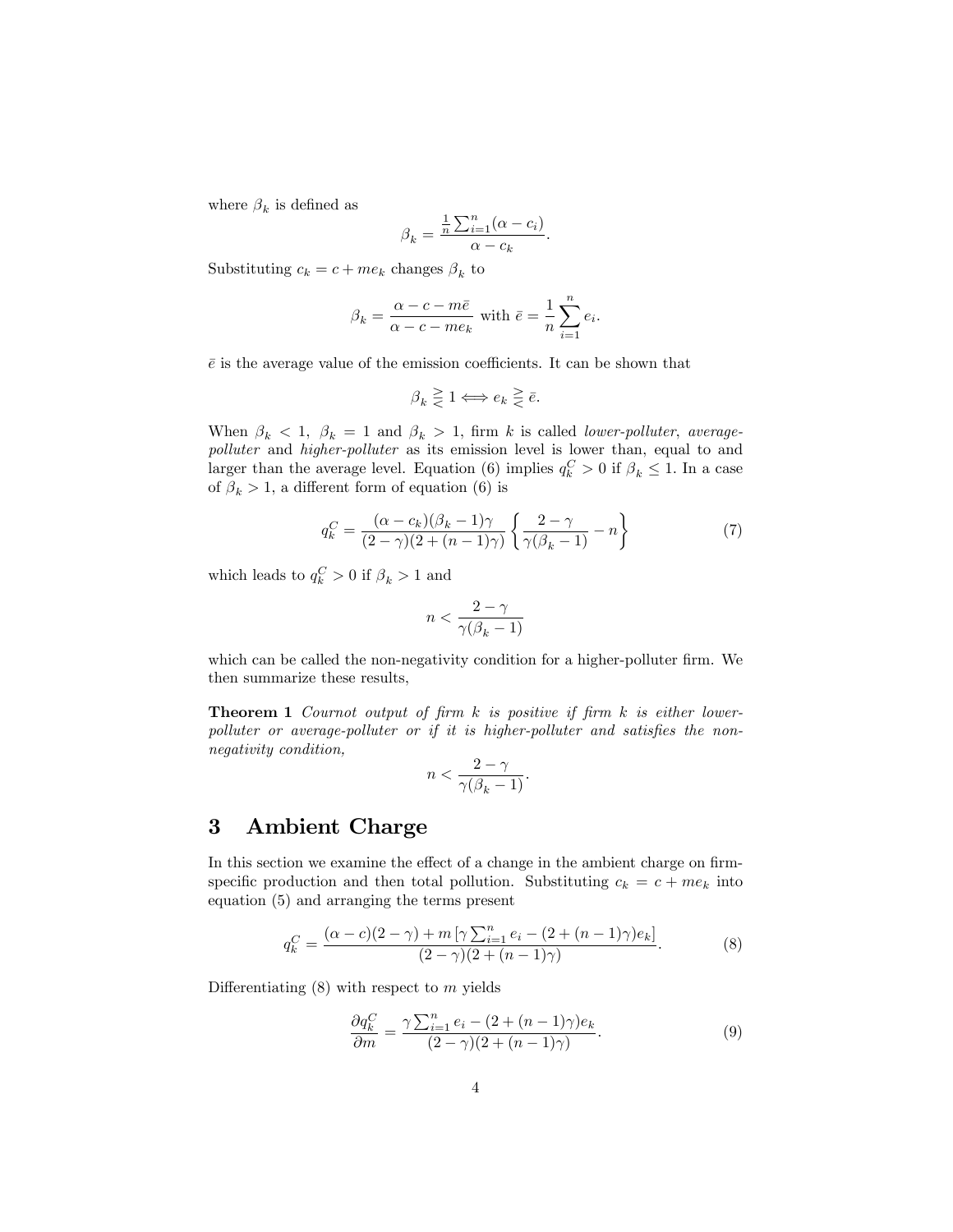where $\beta_k$ is defined as

$$\beta_k = \frac{\frac{1}{n}\sum_{i=1}^{n}(\alpha - c_i)}{\alpha - c_k}.$$

Substituting $c_k = c + me_k$ changes $\beta_k$ to

$$\beta_k = \frac{\alpha - c - m\bar{e}}{\alpha - c - me_k} \text{ with } \bar{e} = \frac{1}{n}\sum_{i=1}^{n} e_i.$$

$\bar{e}$ is the average value of the emission coefficients. It can be shown that

$$\beta_k \gtreqless 1 \Longleftrightarrow e_k \gtreqless \bar{e}.$$

When $\beta_k < 1$, $\beta_k = 1$ and $\beta_k > 1$, firm $k$ is called *lower-polluter*, *average-polluter* and *higher-polluter* as its emission level is lower than, equal to and larger than the average level. Equation (6) implies $q_k^C > 0$ if $\beta_k \leq 1$. In a case of $\beta_k > 1$, a different form of equation (6) is

$$q_k^C = \frac{(\alpha - c_k)(\beta_k - 1)\gamma}{(2-\gamma)(2+(n-1)\gamma)}\left\{\frac{2-\gamma}{\gamma(\beta_k - 1)} - n\right\} \tag{7}$$

which leads to $q_k^C > 0$ if $\beta_k > 1$ and

$$n < \frac{2-\gamma}{\gamma(\beta_k - 1)}$$

which can be called the non-negativity condition for a higher-polluter firm. We then summarize these results,

**Theorem 1** *Cournot output of firm $k$ is positive if firm $k$ is either lower-polluter or average-polluter or if it is higher-polluter and satisfies the non-negativity condition,*

$$n < \frac{2-\gamma}{\gamma(\beta_k - 1)}.$$

## 3 Ambient Charge

In this section we examine the effect of a change in the ambient charge on firm-specific production and then total pollution. Substituting $c_k = c + me_k$ into equation (5) and arranging the terms present

$$q_k^C = \frac{(\alpha - c)(2-\gamma) + m\left[\gamma\sum_{i=1}^{n} e_i - (2+(n-1)\gamma)e_k\right]}{(2-\gamma)(2+(n-1)\gamma)}. \tag{8}$$

Differentiating (8) with respect to $m$ yields

$$\frac{\partial q_k^C}{\partial m} = \frac{\gamma\sum_{i=1}^{n} e_i - (2+(n-1)\gamma)e_k}{(2-\gamma)(2+(n-1)\gamma)}. \tag{9}$$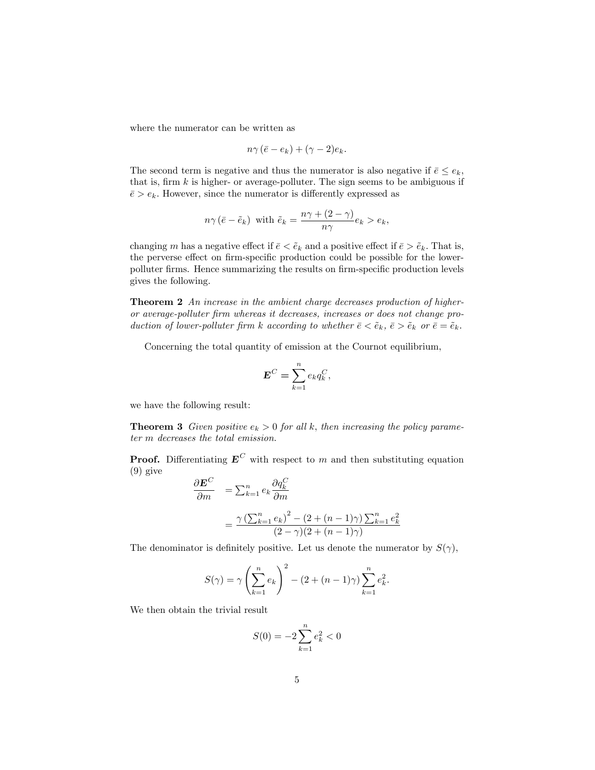where the numerator can be written as

$$n\gamma\left(\bar{e}-e_k\right)+(\gamma-2)e_k.$$

The second term is negative and thus the numerator is also negative if $\bar{e} \leq e_k$, that is, firm $k$ is higher- or average-polluter. The sign seems to be ambiguous if $\bar{e} > e_k$. However, since the numerator is differently expressed as

$$n\gamma\left(\bar{e}-\tilde{e}_k\right) \text{ with } \tilde{e}_k = \frac{n\gamma+(2-\gamma)}{n\gamma}e_k > e_k,$$

changing $m$ has a negative effect if $\bar{e} < \tilde{e}_k$ and a positive effect if $\bar{e} > \tilde{e}_k$. That is, the perverse effect on firm-specific production could be possible for the lower-polluter firms. Hence summarizing the results on firm-specific production levels gives the following.

**Theorem 2** *An increase in the ambient charge decreases production of higher- or average-polluter firm whereas it decreases, increases or does not change production of lower-polluter firm $k$ according to whether $\bar{e} < \tilde{e}_k$, $\bar{e} > \tilde{e}_k$ or $\bar{e} = \tilde{e}_k$.*

Concerning the total quantity of emission at the Cournot equilibrium,

$$\boldsymbol{E}^C = \sum_{k=1}^{n} e_k q_k^C,$$

we have the following result:

**Theorem 3** *Given positive $e_k > 0$ for all $k$, then increasing the policy parameter $m$ decreases the total emission.*

**Proof.** Differentiating $\boldsymbol{E}^C$ with respect to $m$ and then substituting equation (9) give

$$\begin{aligned}
\frac{\partial \boldsymbol{E}^C}{\partial m} &= \sum_{k=1}^{n} e_k \frac{\partial q_k^C}{\partial m} \\
&= \frac{\gamma\left(\sum_{k=1}^{n} e_k\right)^2 - (2+(n-1)\gamma)\sum_{k=1}^{n} e_k^2}{(2-\gamma)(2+(n-1)\gamma)}
\end{aligned}$$

The denominator is definitely positive. Let us denote the numerator by $S(\gamma)$,

$$S(\gamma) = \gamma\left(\sum_{k=1}^{n} e_k\right)^2 - (2+(n-1)\gamma)\sum_{k=1}^{n} e_k^2.$$

We then obtain the trivial result

$$S(0) = -2\sum_{k=1}^{n} e_k^2 < 0$$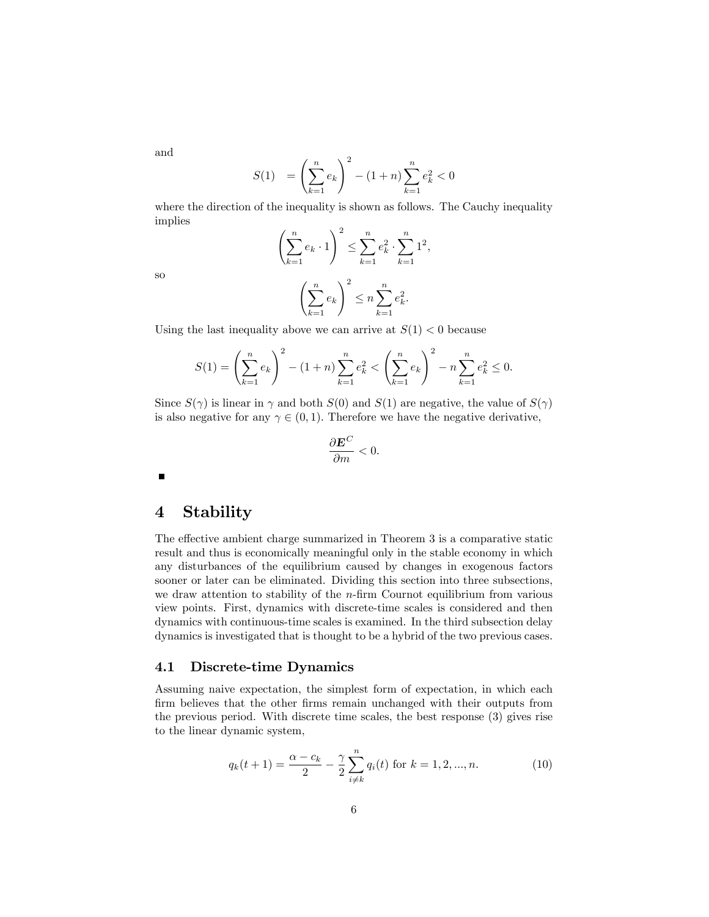and

$$S(1) \quad = \left( \sum_{k=1}^{n} e_k \right)^2 - (1+n) \sum_{k=1}^{n} e_k^2 < 0$$

where the direction of the inequality is shown as follows. The Cauchy inequality implies

$$\left( \sum_{k=1}^{n} e_k \cdot 1 \right)^2 \leq \sum_{k=1}^{n} e_k^2 \cdot \sum_{k=1}^{n} 1^2,$$

so

$$\left( \sum_{k=1}^{n} e_k \right)^2 \leq n \sum_{k=1}^{n} e_k^2.$$

Using the last inequality above we can arrive at $S(1) < 0$ because

$$S(1) = \left( \sum_{k=1}^{n} e_k \right)^2 - (1+n) \sum_{k=1}^{n} e_k^2 < \left( \sum_{k=1}^{n} e_k \right)^2 - n \sum_{k=1}^{n} e_k^2 \leq 0.$$

Since $S(\gamma)$ is linear in $\gamma$ and both $S(0)$ and $S(1)$ are negative, the value of $S(\gamma)$ is also negative for any $\gamma \in (0, 1)$. Therefore we have the negative derivative,

$$\frac{\partial \boldsymbol{E}^C}{\partial m} < 0.$$

■

# 4 Stability

The effective ambient charge summarized in Theorem 3 is a comparative static result and thus is economically meaningful only in the stable economy in which any disturbances of the equilibrium caused by changes in exogenous factors sooner or later can be eliminated. Dividing this section into three subsections, we draw attention to stability of the $n$-firm Cournot equilibrium from various view points. First, dynamics with discrete-time scales is considered and then dynamics with continuous-time scales is examined. In the third subsection delay dynamics is investigated that is thought to be a hybrid of the two previous cases.

## 4.1 Discrete-time Dynamics

Assuming naive expectation, the simplest form of expectation, in which each firm believes that the other firms remain unchanged with their outputs from the previous period. With discrete time scales, the best response (3) gives rise to the linear dynamic system,

$$q_k(t+1) = \frac{\alpha - c_k}{2} - \frac{\gamma}{2} \sum_{i \neq k}^{n} q_i(t) \text{ for } k = 1, 2, ..., n. \tag{10}$$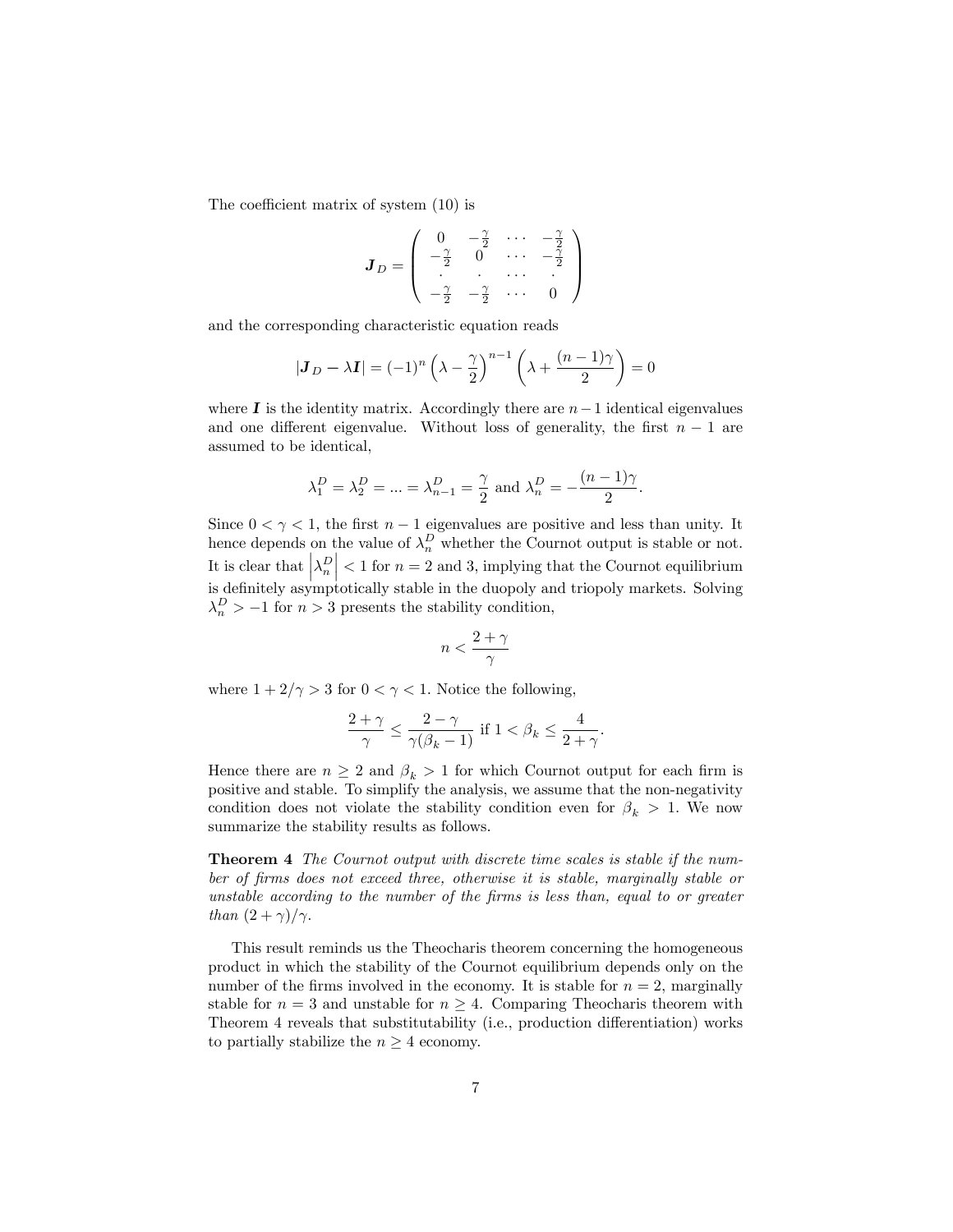The coefficient matrix of system (10) is

$$\boldsymbol{J}_D = \begin{pmatrix} 0 & -\frac{\gamma}{2} & \cdots & -\frac{\gamma}{2} \\ -\frac{\gamma}{2} & 0 & \cdots & -\frac{\gamma}{2} \\ \cdot & \cdot & \cdots & \cdot \\ -\frac{\gamma}{2} & -\frac{\gamma}{2} & \cdots & 0 \end{pmatrix}$$

and the corresponding characteristic equation reads

$$|\boldsymbol{J}_D - \lambda \boldsymbol{I}| = (-1)^n \left(\lambda - \frac{\gamma}{2}\right)^{n-1} \left(\lambda + \frac{(n-1)\gamma}{2}\right) = 0$$

where $\boldsymbol{I}$ is the identity matrix. Accordingly there are $n-1$ identical eigenvalues and one different eigenvalue. Without loss of generality, the first $n-1$ are assumed to be identical,

$$\lambda_1^D = \lambda_2^D = ... = \lambda_{n-1}^D = \frac{\gamma}{2} \text{ and } \lambda_n^D = -\frac{(n-1)\gamma}{2}.$$

Since $0 < \gamma < 1$, the first $n-1$ eigenvalues are positive and less than unity. It hence depends on the value of $\lambda_n^D$ whether the Cournot output is stable or not. It is clear that $\left|\lambda_n^D\right| < 1$ for $n = 2$ and 3, implying that the Cournot equilibrium is definitely asymptotically stable in the duopoly and triopoly markets. Solving $\lambda_n^D > -1$ for $n > 3$ presents the stability condition,

$$n < \frac{2+\gamma}{\gamma}$$

where $1 + 2/\gamma > 3$ for $0 < \gamma < 1$. Notice the following,

$$\frac{2+\gamma}{\gamma} \leq \frac{2-\gamma}{\gamma(\beta_k - 1)} \text{ if } 1 < \beta_k \leq \frac{4}{2+\gamma}.$$

Hence there are $n \geq 2$ and $\beta_k > 1$ for which Cournot output for each firm is positive and stable. To simplify the analysis, we assume that the non-negativity condition does not violate the stability condition even for $\beta_k > 1$. We now summarize the stability results as follows.

**Theorem 4** *The Cournot output with discrete time scales is stable if the number of firms does not exceed three, otherwise it is stable, marginally stable or unstable according to the number of the firms is less than, equal to or greater than* $(2+\gamma)/\gamma$.

This result reminds us the Theocharis theorem concerning the homogeneous product in which the stability of the Cournot equilibrium depends only on the number of the firms involved in the economy. It is stable for $n = 2$, marginally stable for $n = 3$ and unstable for $n \geq 4$. Comparing Theocharis theorem with Theorem 4 reveals that substitutability (i.e., production differentiation) works to partially stabilize the $n \geq 4$ economy.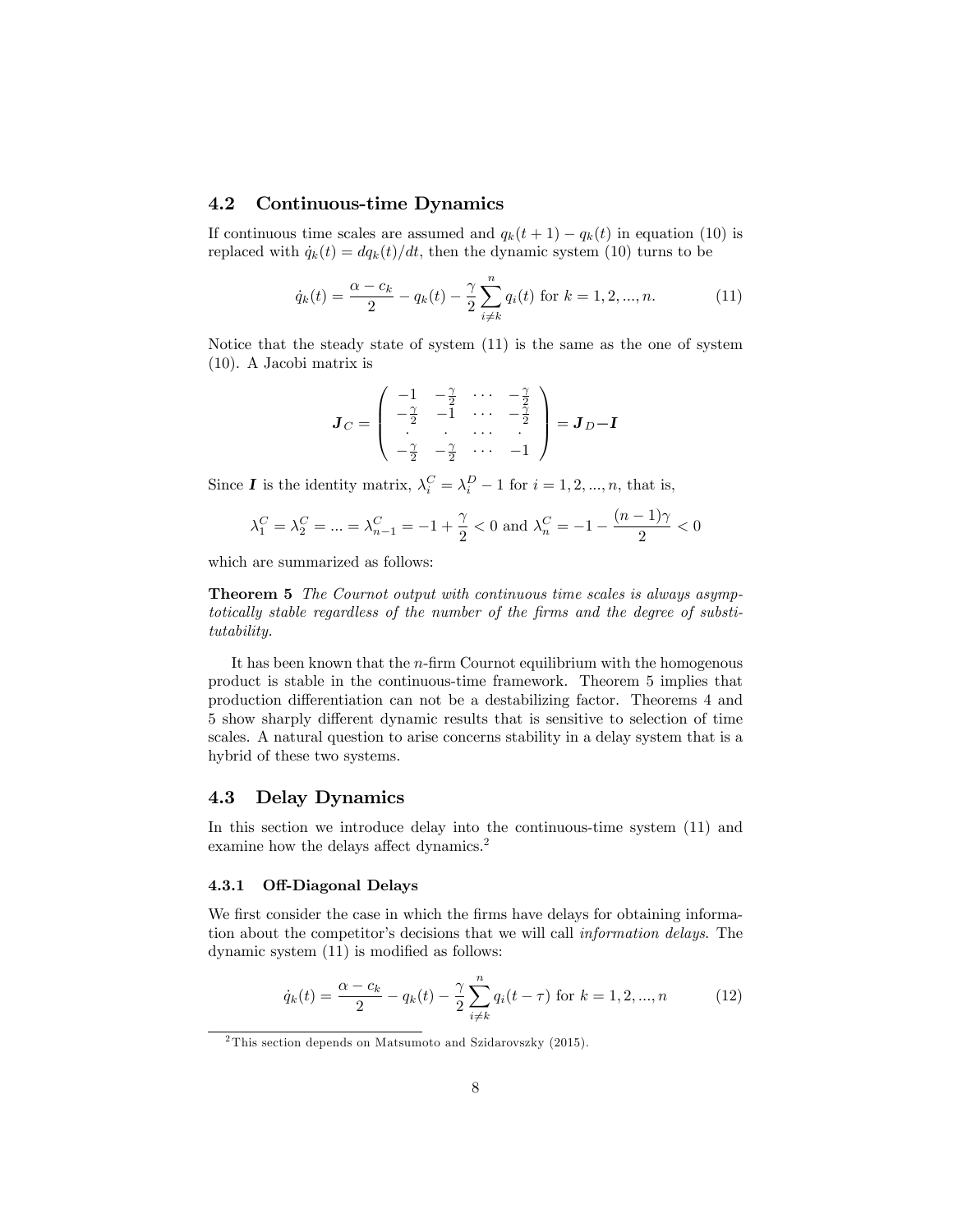### 4.2 Continuous-time Dynamics

If continuous time scales are assumed and $q_k(t+1) - q_k(t)$ in equation (10) is replaced with $\dot{q}_k(t) = dq_k(t)/dt$, then the dynamic system (10) turns to be

$$\dot{q}_k(t) = \frac{\alpha - c_k}{2} - q_k(t) - \frac{\gamma}{2}\sum_{i \neq k}^{n} q_i(t) \text{ for } k = 1, 2, ..., n. \tag{11}$$

Notice that the steady state of system (11) is the same as the one of system (10). A Jacobi matrix is

$$\boldsymbol{J}_C = \begin{pmatrix} -1 & -\frac{\gamma}{2} & \cdots & -\frac{\gamma}{2} \\ -\frac{\gamma}{2} & -1 & \cdots & -\frac{\gamma}{2} \\ \cdot & \cdot & \cdots & \cdot \\ -\frac{\gamma}{2} & -\frac{\gamma}{2} & \cdots & -1 \end{pmatrix} = \boldsymbol{J}_D - \boldsymbol{I}$$

Since $\boldsymbol{I}$ is the identity matrix, $\lambda_i^C = \lambda_i^D - 1$ for $i = 1, 2, ..., n$, that is,

$$\lambda_1^C = \lambda_2^C = ... = \lambda_{n-1}^C = -1 + \frac{\gamma}{2} < 0 \text{ and } \lambda_n^C = -1 - \frac{(n-1)\gamma}{2} < 0$$

which are summarized as follows:

**Theorem 5** *The Cournot output with continuous time scales is always asymptotically stable regardless of the number of the firms and the degree of substitutability.*

It has been known that the $n$-firm Cournot equilibrium with the homogenous product is stable in the continuous-time framework. Theorem 5 implies that production differentiation can not be a destabilizing factor. Theorems 4 and 5 show sharply different dynamic results that is sensitive to selection of time scales. A natural question to arise concerns stability in a delay system that is a hybrid of these two systems.

### 4.3 Delay Dynamics

In this section we introduce delay into the continuous-time system (11) and examine how the delays affect dynamics.[2]

#### 4.3.1 Off-Diagonal Delays

We first consider the case in which the firms have delays for obtaining information about the competitor's decisions that we will call *information delays*. The dynamic system (11) is modified as follows:

$$\dot{q}_k(t) = \frac{\alpha - c_k}{2} - q_k(t) - \frac{\gamma}{2}\sum_{i \neq k}^{n} q_i(t - \tau) \text{ for } k = 1, 2, ..., n \tag{12}$$

[2] This section depends on Matsumoto and Szidarovszky (2015).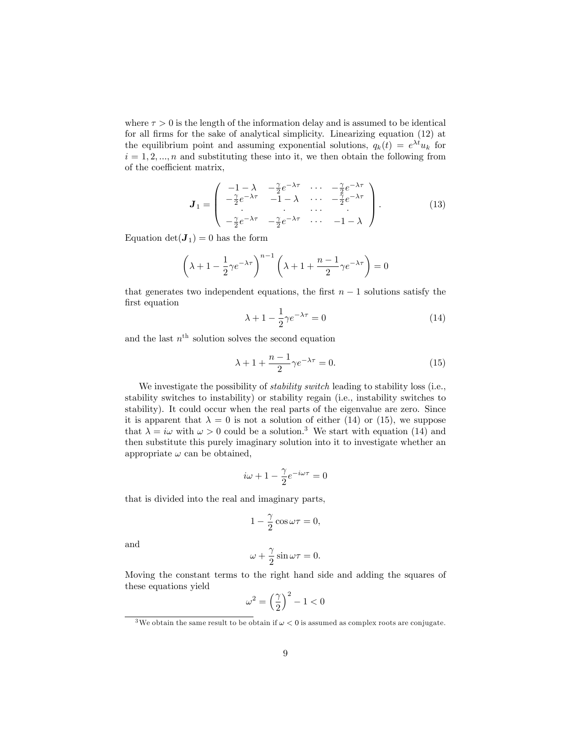where $\tau > 0$ is the length of the information delay and is assumed to be identical for all firms for the sake of analytical simplicity. Linearizing equation (12) at the equilibrium point and assuming exponential solutions, $q_k(t) = e^{\lambda t} u_k$ for $i = 1, 2, ..., n$ and substituting these into it, we then obtain the following from of the coefficient matrix,

$$
\boldsymbol{J}_1 = \begin{pmatrix} -1-\lambda & -\frac{\gamma}{2}e^{-\lambda\tau} & \cdots & -\frac{\gamma}{2}e^{-\lambda\tau} \\ -\frac{\gamma}{2}e^{-\lambda\tau} & -1-\lambda & \cdots & -\frac{\gamma}{2}e^{-\lambda\tau} \\ \cdot & \cdot & \cdots & \cdot \\ -\frac{\gamma}{2}e^{-\lambda\tau} & -\frac{\gamma}{2}e^{-\lambda\tau} & \cdots & -1-\lambda \end{pmatrix}. \tag{13}
$$

Equation $\det(\boldsymbol{J}_1) = 0$ has the form

$$
\left(\lambda + 1 - \frac{1}{2}\gamma e^{-\lambda\tau}\right)^{n-1} \left(\lambda + 1 + \frac{n-1}{2}\gamma e^{-\lambda\tau}\right) = 0
$$

that generates two independent equations, the first $n-1$ solutions satisfy the first equation

$$
\lambda + 1 - \frac{1}{2}\gamma e^{-\lambda\tau} = 0 \tag{14}
$$

and the last $n^{\text{th}}$ solution solves the second equation

$$
\lambda + 1 + \frac{n-1}{2}\gamma e^{-\lambda\tau} = 0. \tag{15}
$$

We investigate the possibility of *stability switch* leading to stability loss (i.e., stability switches to instability) or stability regain (i.e., instability switches to stability). It could occur when the real parts of the eigenvalue are zero. Since it is apparent that $\lambda = 0$ is not a solution of either (14) or (15), we suppose that $\lambda = i\omega$ with $\omega > 0$ could be a solution.[3] We start with equation (14) and then substitute this purely imaginary solution into it to investigate whether an appropriate $\omega$ can be obtained,

$$
i\omega + 1 - \frac{\gamma}{2}e^{-i\omega\tau} = 0
$$

that is divided into the real and imaginary parts,

$$
1 - \frac{\gamma}{2}\cos\omega\tau = 0,
$$

and

$$
\omega + \frac{\gamma}{2}\sin\omega\tau = 0.
$$

Moving the constant terms to the right hand side and adding the squares of these equations yield

$$
\omega^2 = \left(\frac{\gamma}{2}\right)^2 - 1 < 0
$$

[3] We obtain the same result to be obtain if $\omega < 0$ is assumed as complex roots are conjugate.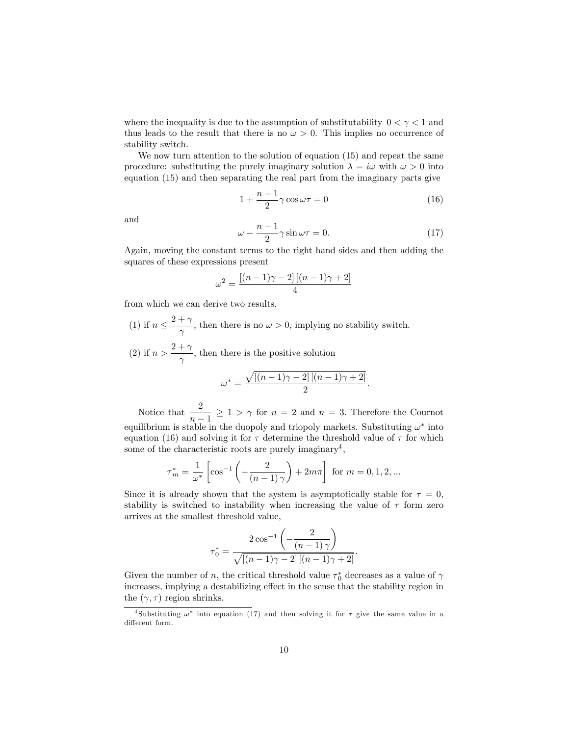where the inequality is due to the assumption of substitutability $0 < \gamma < 1$ and thus leads to the result that there is no $\omega > 0$. This implies no occurrence of stability switch.

We now turn attention to the solution of equation (15) and repeat the same procedure: substituting the purely imaginary solution $\lambda = i\omega$ with $\omega > 0$ into equation (15) and then separating the real part from the imaginary parts give

$$1 + \frac{n-1}{2}\gamma \cos \omega\tau = 0 \tag{16}$$

and

$$\omega - \frac{n-1}{2}\gamma \sin \omega\tau = 0. \tag{17}$$

Again, moving the constant terms to the right hand sides and then adding the squares of these expressions present

$$\omega^2 = \frac{[(n-1)\gamma - 2]\,[(n-1)\gamma + 2]}{4}$$

from which we can derive two results,

(1) if $n \leq \dfrac{2+\gamma}{\gamma}$, then there is no $\omega > 0$, implying no stability switch.

(2) if $n > \dfrac{2+\gamma}{\gamma}$, then there is the positive solution

$$\omega^* = \frac{\sqrt{[(n-1)\gamma - 2]\,[(n-1)\gamma + 2]}}{2}.$$

Notice that $\dfrac{2}{n-1} \geq 1 > \gamma$ for $n = 2$ and $n = 3$. Therefore the Cournot equilibrium is stable in the duopoly and triopoly markets. Substituting $\omega^*$ into equation (16) and solving it for $\tau$ determine the threshold value of $\tau$ for which some of the characteristic roots are purely imaginary[4],

$$\tau_m^* = \frac{1}{\omega^*}\left[\cos^{-1}\left(-\frac{2}{(n-1)\,\gamma}\right) + 2m\pi\right] \text{ for } m = 0, 1, 2, ...$$

Since it is already shown that the system is asymptotically stable for $\tau = 0$, stability is switched to instability when increasing the value of $\tau$ form zero arrives at the smallest threshold value,

$$\tau_0^* = \frac{2\cos^{-1}\left(-\dfrac{2}{(n-1)\,\gamma}\right)}{\sqrt{[(n-1)\gamma - 2]\,[(n-1)\gamma + 2]}}.$$

Given the number of $n$, the critical threshold value $\tau_0^*$ decreases as a value of $\gamma$ increases, implying a destabilizing effect in the sense that the stability region in the $(\gamma, \tau)$ region shrinks.

[4]Substituting $\omega^*$ into equation (17) and then solving it for $\tau$ give the same value in a different form.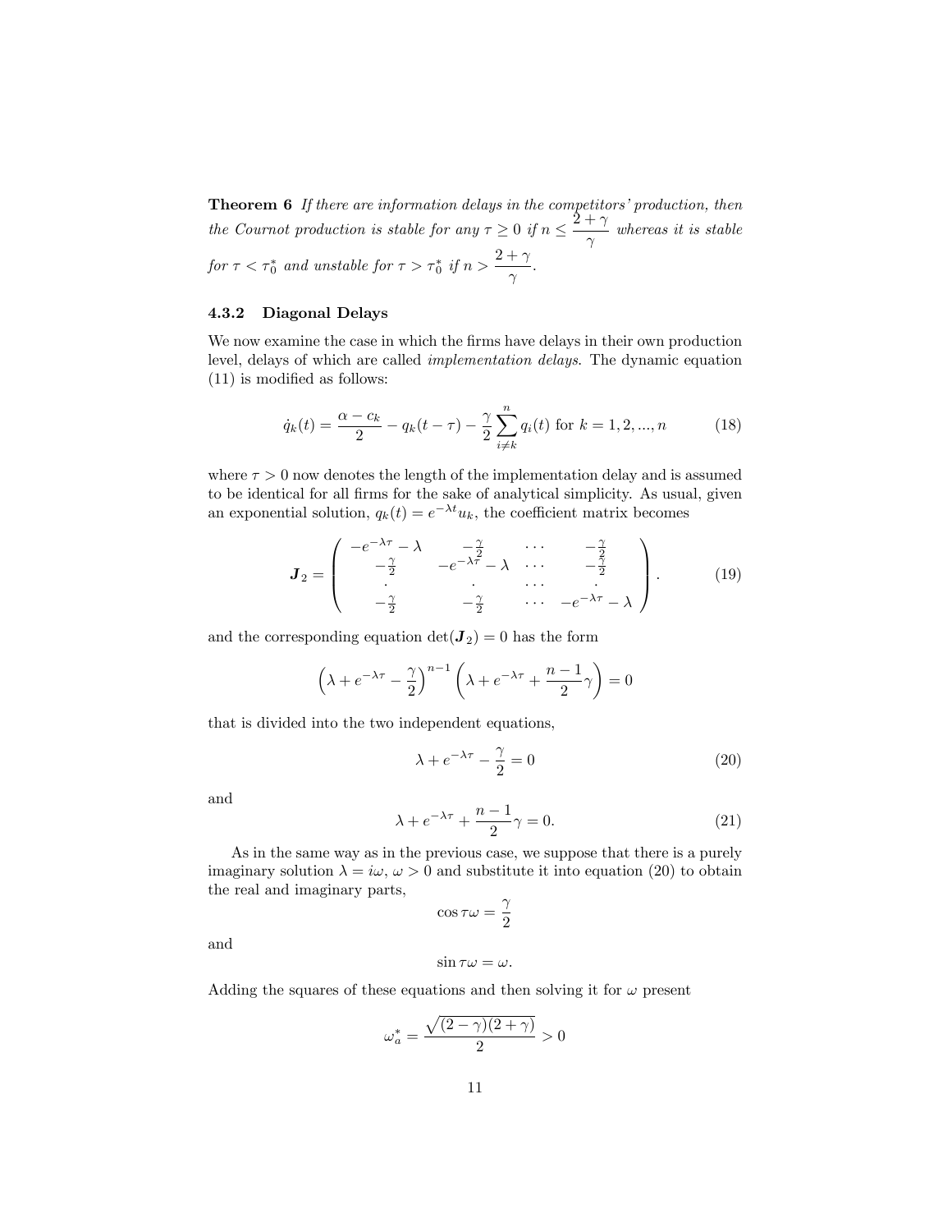**Theorem 6** *If there are information delays in the competitors' production, then the Cournot production is stable for any $\tau \geq 0$ if $n \leq \dfrac{2+\gamma}{\gamma}$ whereas it is stable for $\tau < \tau_0^*$ and unstable for $\tau > \tau_0^*$ if $n > \dfrac{2+\gamma}{\gamma}$.*

### 4.3.2 Diagonal Delays

We now examine the case in which the firms have delays in their own production level, delays of which are called *implementation delays*. The dynamic equation (11) is modified as follows:

$$\dot{q}_k(t) = \frac{\alpha - c_k}{2} - q_k(t-\tau) - \frac{\gamma}{2}\sum_{i \neq k}^{n} q_i(t) \text{ for } k = 1, 2, ..., n \tag{18}$$

where $\tau > 0$ now denotes the length of the implementation delay and is assumed to be identical for all firms for the sake of analytical simplicity. As usual, given an exponential solution, $q_k(t) = e^{-\lambda t}u_k$, the coefficient matrix becomes

$$\boldsymbol{J}_2 = \begin{pmatrix} -e^{-\lambda\tau} - \lambda & -\frac{\gamma}{2} & \cdots & -\frac{\gamma}{2} \\ -\frac{\gamma}{2} & -e^{-\lambda\tau} - \lambda & \cdots & -\frac{\gamma}{2} \\ \cdot & \cdot & \cdots & \cdot \\ -\frac{\gamma}{2} & -\frac{\gamma}{2} & \cdots & -e^{-\lambda\tau} - \lambda \end{pmatrix}. \tag{19}$$

and the corresponding equation $\det(\boldsymbol{J}_2) = 0$ has the form

$$\left(\lambda + e^{-\lambda\tau} - \frac{\gamma}{2}\right)^{n-1}\left(\lambda + e^{-\lambda\tau} + \frac{n-1}{2}\gamma\right) = 0$$

that is divided into the two independent equations,

$$\lambda + e^{-\lambda\tau} - \frac{\gamma}{2} = 0 \tag{20}$$

and

$$\lambda + e^{-\lambda\tau} + \frac{n-1}{2}\gamma = 0. \tag{21}$$

As in the same way as in the previous case, we suppose that there is a purely imaginary solution $\lambda = i\omega$, $\omega > 0$ and substitute it into equation (20) to obtain the real and imaginary parts,

$$\cos\tau\omega = \frac{\gamma}{2}$$

and

$$\sin\tau\omega = \omega.$$

Adding the squares of these equations and then solving it for $\omega$ present

$$\omega_a^* = \frac{\sqrt{(2-\gamma)(2+\gamma)}}{2} > 0$$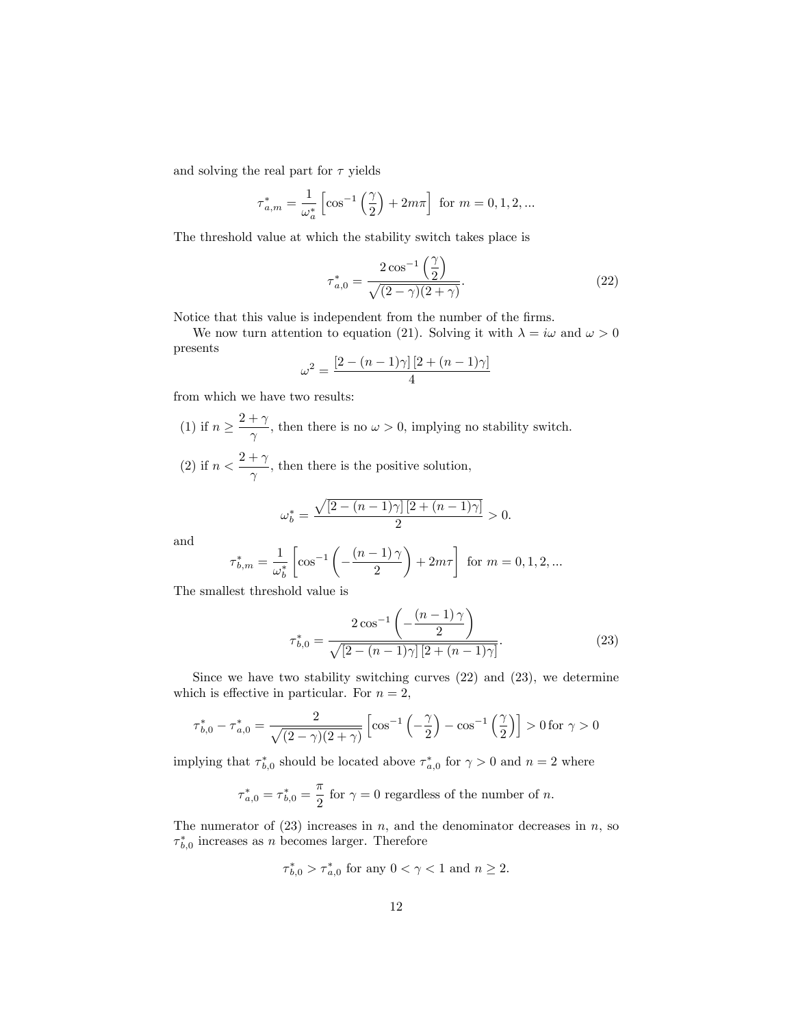and solving the real part for $\tau$ yields

$$\tau^*_{a,m} = \frac{1}{\omega^*_a}\left[\cos^{-1}\left(\frac{\gamma}{2}\right) + 2m\pi\right] \text{ for } m = 0, 1, 2, ...$$

The threshold value at which the stability switch takes place is

$$\tau^*_{a,0} = \frac{2\cos^{-1}\left(\dfrac{\gamma}{2}\right)}{\sqrt{(2-\gamma)(2+\gamma)}}. \tag{22}$$

Notice that this value is independent from the number of the firms.

We now turn attention to equation (21). Solving it with $\lambda = i\omega$ and $\omega > 0$ presents

$$\omega^2 = \frac{[2-(n-1)\gamma]\,[2+(n-1)\gamma]}{4}$$

from which we have two results:

(1) if $n \geq \dfrac{2+\gamma}{\gamma}$, then there is no $\omega > 0$, implying no stability switch.

(2) if $n < \dfrac{2+\gamma}{\gamma}$, then there is the positive solution,

$$\omega^*_b = \frac{\sqrt{[2-(n-1)\gamma]\,[2+(n-1)\gamma]}}{2} > 0.$$

and

$$\tau^*_{b,m} = \frac{1}{\omega^*_b}\left[\cos^{-1}\left(-\frac{(n-1)\,\gamma}{2}\right) + 2m\tau\right] \text{ for } m = 0, 1, 2, ...$$

The smallest threshold value is

$$\tau^*_{b,0} = \frac{2\cos^{-1}\left(-\dfrac{(n-1)\,\gamma}{2}\right)}{\sqrt{[2-(n-1)\gamma]\,[2+(n-1)\gamma]}}. \tag{23}$$

Since we have two stability switching curves (22) and (23), we determine which is effective in particular. For $n = 2$,

$$\tau^*_{b,0} - \tau^*_{a,0} = \frac{2}{\sqrt{(2-\gamma)(2+\gamma)}}\left[\cos^{-1}\left(-\frac{\gamma}{2}\right) - \cos^{-1}\left(\frac{\gamma}{2}\right)\right] > 0 \text{ for } \gamma > 0$$

implying that $\tau^*_{b,0}$ should be located above $\tau^*_{a,0}$ for $\gamma > 0$ and $n = 2$ where

$$\tau^*_{a,0} = \tau^*_{b,0} = \frac{\pi}{2} \text{ for } \gamma = 0 \text{ regardless of the number of } n.$$

The numerator of (23) increases in $n$, and the denominator decreases in $n$, so $\tau^*_{b,0}$ increases as $n$ becomes larger. Therefore

$$\tau^*_{b,0} > \tau^*_{a,0} \text{ for any } 0 < \gamma < 1 \text{ and } n \geq 2.$$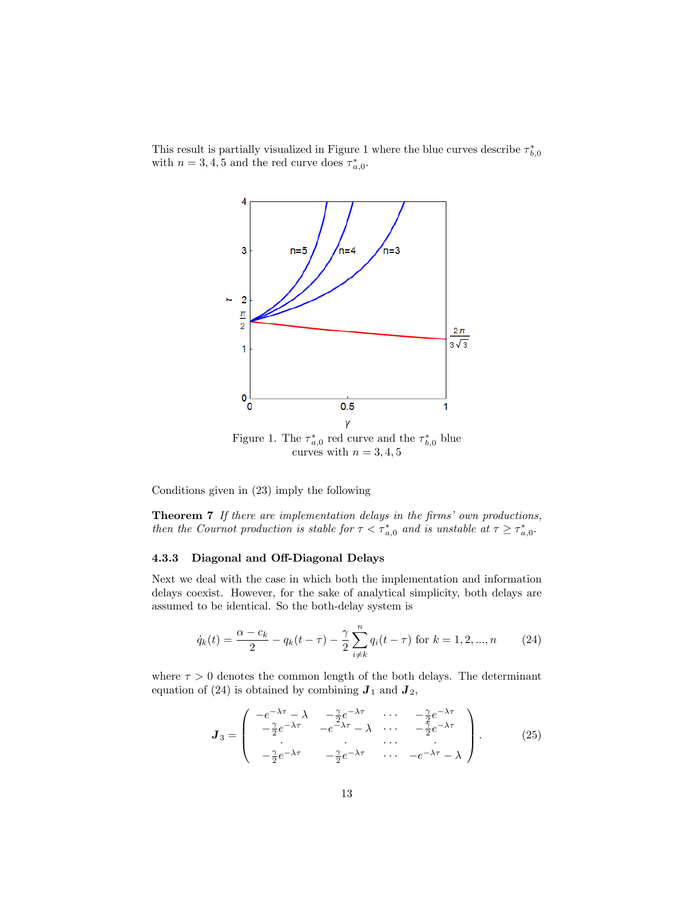This result is partially visualized in Figure 1 where the blue curves describe $\tau_{b,0}^*$ with $n = 3, 4, 5$ and the red curve does $\tau_{a,0}^*$.

Figure 1. The $\tau_{a,0}^*$ red curve and the $\tau_{b,0}^*$ blue curves with $n = 3, 4, 5$

Conditions given in (23) imply the following

**Theorem 7** *If there are implementation delays in the firms' own productions, then the Cournot production is stable for $\tau < \tau_{a,0}^*$ and is unstable at $\tau \geq \tau_{a,0}^*$.*

### 4.3.3 Diagonal and Off-Diagonal Delays

Next we deal with the case in which both the implementation and information delays coexist. However, for the sake of analytical simplicity, both delays are assumed to be identical. So the both-delay system is

$$\dot{q}_k(t) = \frac{\alpha - c_k}{2} - q_k(t-\tau) - \frac{\gamma}{2}\sum_{i \neq k}^{n} q_i(t-\tau) \text{ for } k = 1, 2, ..., n \tag{24}$$

where $\tau > 0$ denotes the common length of the both delays. The determinant equation of (24) is obtained by combining $\boldsymbol{J}_1$ and $\boldsymbol{J}_2$,

$$\boldsymbol{J}_3 = \begin{pmatrix} -e^{-\lambda\tau} - \lambda & -\frac{\gamma}{2}e^{-\lambda\tau} & \cdots & -\frac{\gamma}{2}e^{-\lambda\tau} \\ -\frac{\gamma}{2}e^{-\lambda\tau} & -e^{-\lambda\tau} - \lambda & \cdots & -\frac{\gamma}{2}e^{-\lambda\tau} \\ \cdot & \cdot & \cdots & \cdot \\ -\frac{\gamma}{2}e^{-\lambda\tau} & -\frac{\gamma}{2}e^{-\lambda\tau} & \cdots & -e^{-\lambda\tau} - \lambda \end{pmatrix}. \tag{25}$$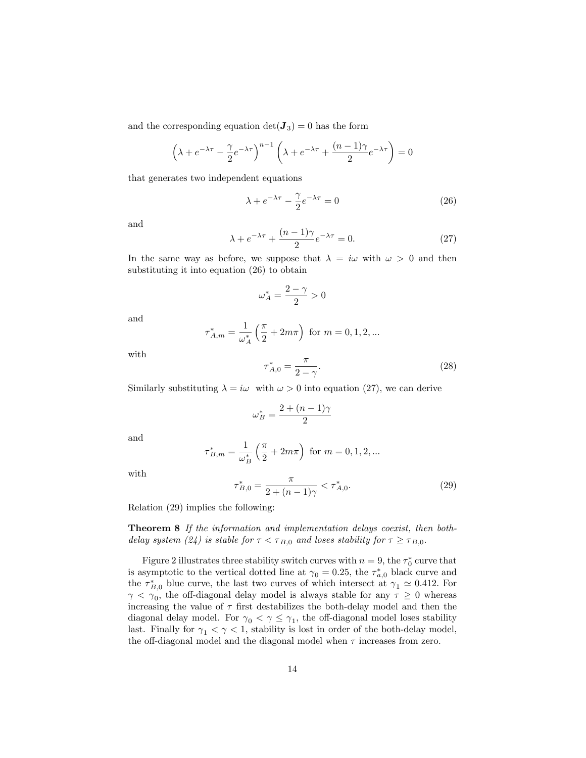and the corresponding equation $\det(\boldsymbol{J}_3) = 0$ has the form

$$\left(\lambda + e^{-\lambda\tau} - \frac{\gamma}{2}e^{-\lambda\tau}\right)^{n-1}\left(\lambda + e^{-\lambda\tau} + \frac{(n-1)\gamma}{2}e^{-\lambda\tau}\right) = 0$$

that generates two independent equations

$$\lambda + e^{-\lambda\tau} - \frac{\gamma}{2}e^{-\lambda\tau} = 0 \tag{26}$$

and

$$\lambda + e^{-\lambda\tau} + \frac{(n-1)\gamma}{2}e^{-\lambda\tau} = 0. \tag{27}$$

In the same way as before, we suppose that $\lambda = i\omega$ with $\omega > 0$ and then substituting it into equation (26) to obtain

$$\omega_A^* = \frac{2-\gamma}{2} > 0$$

and

$$\tau_{A,m}^* = \frac{1}{\omega_A^*}\left(\frac{\pi}{2} + 2m\pi\right) \text{ for } m = 0, 1, 2, ...$$

with

$$\tau_{A,0}^* = \frac{\pi}{2-\gamma}. \tag{28}$$

Similarly substituting $\lambda = i\omega$ with $\omega > 0$ into equation (27), we can derive

$$\omega_B^* = \frac{2+(n-1)\gamma}{2}$$

and

$$\tau_{B,m}^* = \frac{1}{\omega_B^*}\left(\frac{\pi}{2} + 2m\pi\right) \text{ for } m = 0, 1, 2, ...$$

with

$$\tau_{B,0}^* = \frac{\pi}{2+(n-1)\gamma} < \tau_{A,0}^*. \tag{29}$$

Relation (29) implies the following:

**Theorem 8** *If the information and implementation delays coexist, then both-delay system (24) is stable for $\tau < \tau_{B,0}$ and loses stability for $\tau \geq \tau_{B,0}$.*

Figure 2 illustrates three stability switch curves with $n = 9$, the $\tau_0^*$ curve that is asymptotic to the vertical dotted line at $\gamma_0 = 0.25$, the $\tau_{a,0}^*$ black curve and the $\tau_{B,0}^*$ blue curve, the last two curves of which intersect at $\gamma_1 \simeq 0.412$. For $\gamma < \gamma_0$, the off-diagonal delay model is always stable for any $\tau \geq 0$ whereas increasing the value of $\tau$ first destabilizes the both-delay model and then the diagonal delay model. For $\gamma_0 < \gamma \leq \gamma_1$, the off-diagonal model loses stability last. Finally for $\gamma_1 < \gamma < 1$, stability is lost in order of the both-delay model, the off-diagonal model and the diagonal model when $\tau$ increases from zero.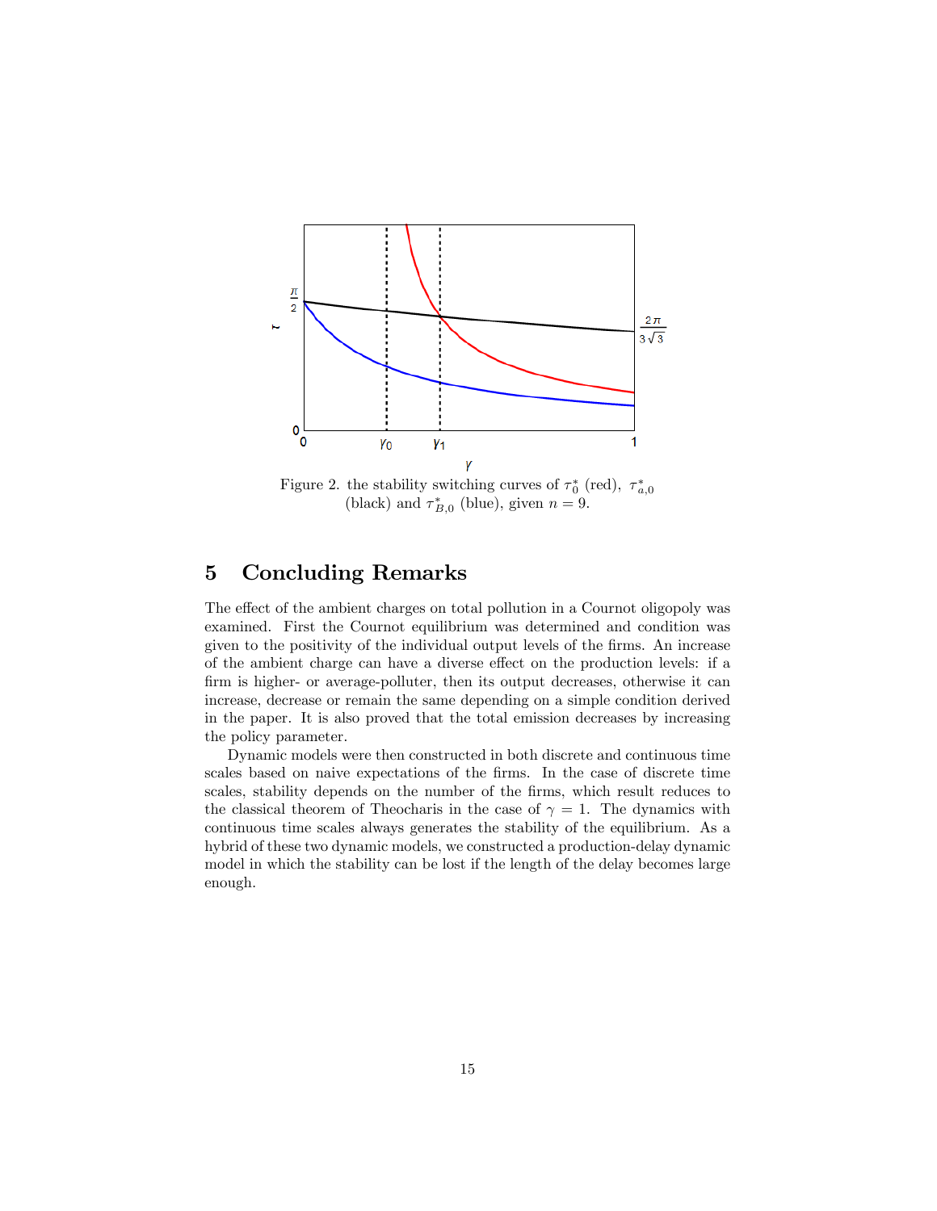Figure 2. the stability switching curves of $\tau_0^*$ (red), $\tau_{a,0}^*$ (black) and $\tau_{B,0}^*$ (blue), given $n = 9$.

## 5 Concluding Remarks

The effect of the ambient charges on total pollution in a Cournot oligopoly was examined. First the Cournot equilibrium was determined and condition was given to the positivity of the individual output levels of the firms. An increase of the ambient charge can have a diverse effect on the production levels: if a firm is higher- or average-polluter, then its output decreases, otherwise it can increase, decrease or remain the same depending on a simple condition derived in the paper. It is also proved that the total emission decreases by increasing the policy parameter.

Dynamic models were then constructed in both discrete and continuous time scales based on naive expectations of the firms. In the case of discrete time scales, stability depends on the number of the firms, which result reduces to the classical theorem of Theocharis in the case of $\gamma = 1$. The dynamics with continuous time scales always generates the stability of the equilibrium. As a hybrid of these two dynamic models, we constructed a production-delay dynamic model in which the stability can be lost if the length of the delay becomes large enough.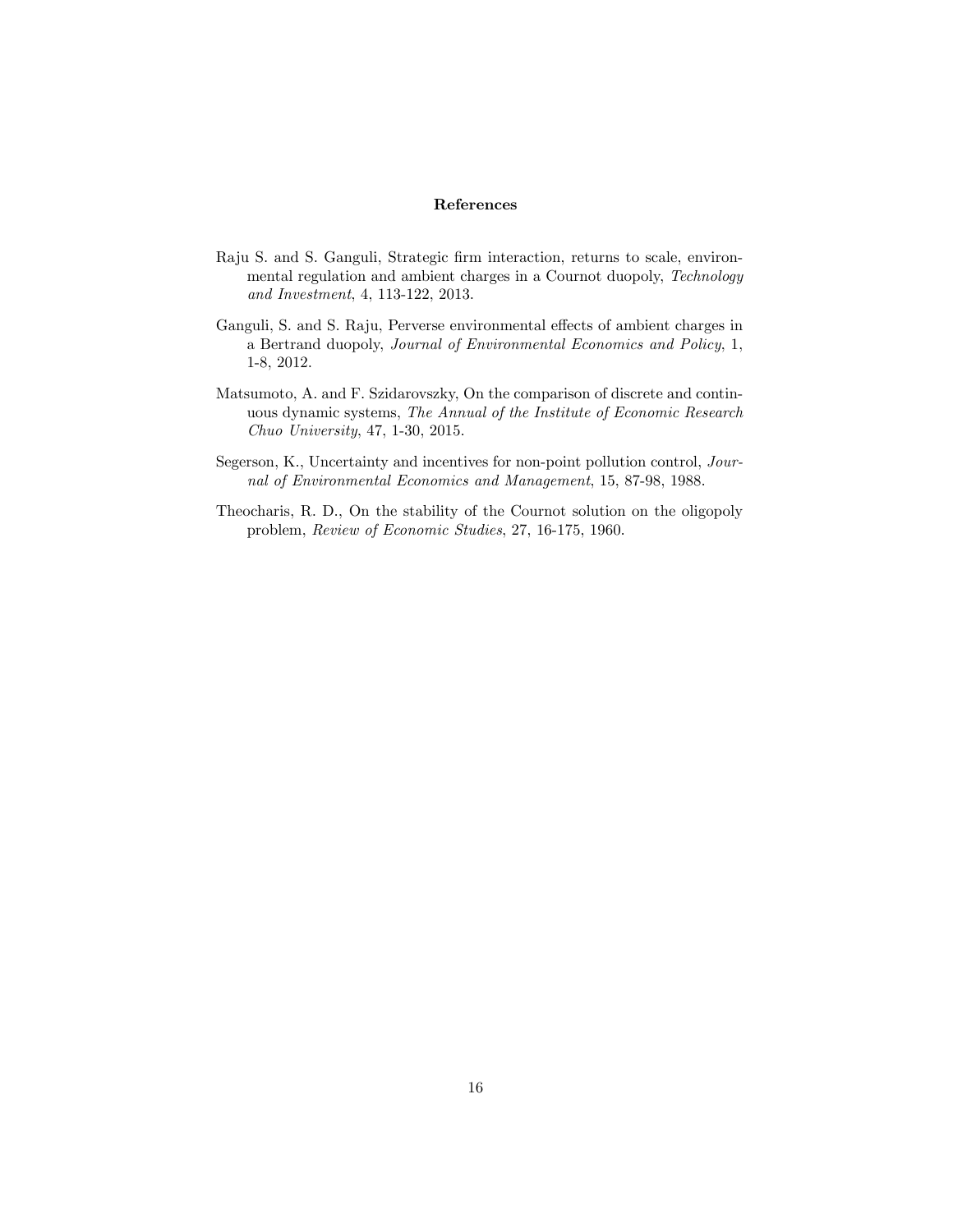## References

Raju S. and S. Ganguli, Strategic firm interaction, returns to scale, environmental regulation and ambient charges in a Cournot duopoly, *Technology and Investment*, 4, 113-122, 2013.

Ganguli, S. and S. Raju, Perverse environmental effects of ambient charges in a Bertrand duopoly, *Journal of Environmental Economics and Policy*, 1, 1-8, 2012.

Matsumoto, A. and F. Szidarovszky, On the comparison of discrete and continuous dynamic systems, *The Annual of the Institute of Economic Research Chuo University*, 47, 1-30, 2015.

Segerson, K., Uncertainty and incentives for non-point pollution control, *Journal of Environmental Economics and Management*, 15, 87-98, 1988.

Theocharis, R. D., On the stability of the Cournot solution on the oligopoly problem, *Review of Economic Studies*, 27, 16-175, 1960.